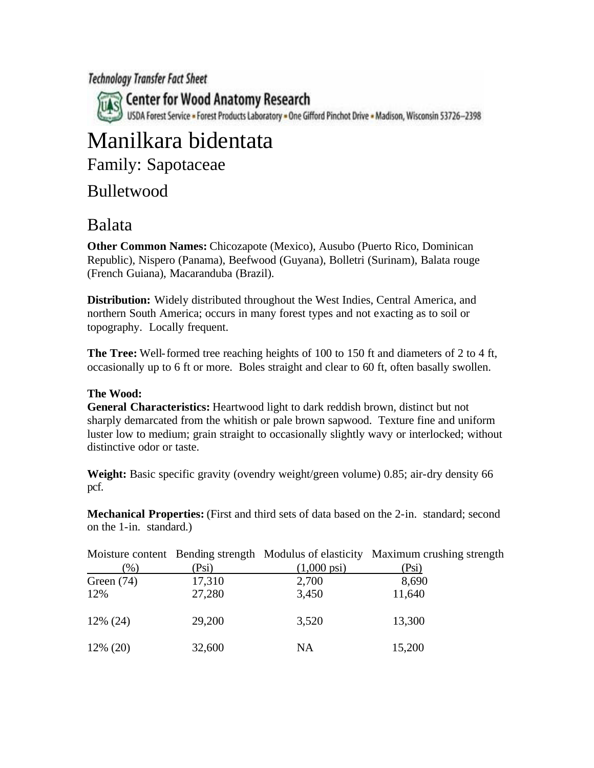Technology Transfer Fact Sheet

Center for Wood Anatomy Research

USDA Forest Service • Forest Products Laboratory • One Gifford Pinchot Drive • Madison, Wisconsin 53726–2398

# Manilkara bidentata

## Family: Sapotaceae

## Bulletwood

## Balata

**Other Common Names:** Chicozapote (Mexico), Ausubo (Puerto Rico, Dominican Republic), Nispero (Panama), Beefwood (Guyana), Bolletri (Surinam), Balata rouge (French Guiana), Macaranduba (Brazil).

**Distribution:** Widely distributed throughout the West Indies, Central America, and northern South America; occurs in many forest types and not exacting as to soil or topography. Locally frequent.

**The Tree:** Well-formed tree reaching heights of 100 to 150 ft and diameters of 2 to 4 ft, occasionally up to 6 ft or more. Boles straight and clear to 60 ft, often basally swollen.

**The Wood:**

**General Characteristics:** Heartwood light to dark reddish brown, distinct but not sharply demarcated from the whitish or pale brown sapwood. Texture fine and uniform luster low to medium; grain straight to occasionally slightly wavy or interlocked; without distinctive odor or taste.

**Weight:** Basic specific gravity (ovendry weight/green volume) 0.85; air-dry density 66 pcf.

**Mechanical Properties:** (First and third sets of data based on the 2-in. standard; second on the 1-in. standard.)

| Moisture content (%) | Bending strength (Psi) | Modulus of elasticity (1,000 psi) | Maximum crushing strength (Psi) |
|---|---|---|---|
| Green (74) | 17,310 | 2,700 | 8,690 |
| 12% | 27,280 | 3,450 | 11,640 |
| 12% (24) | 29,200 | 3,520 | 13,300 |
| 12% (20) | 32,600 | NA | 15,200 |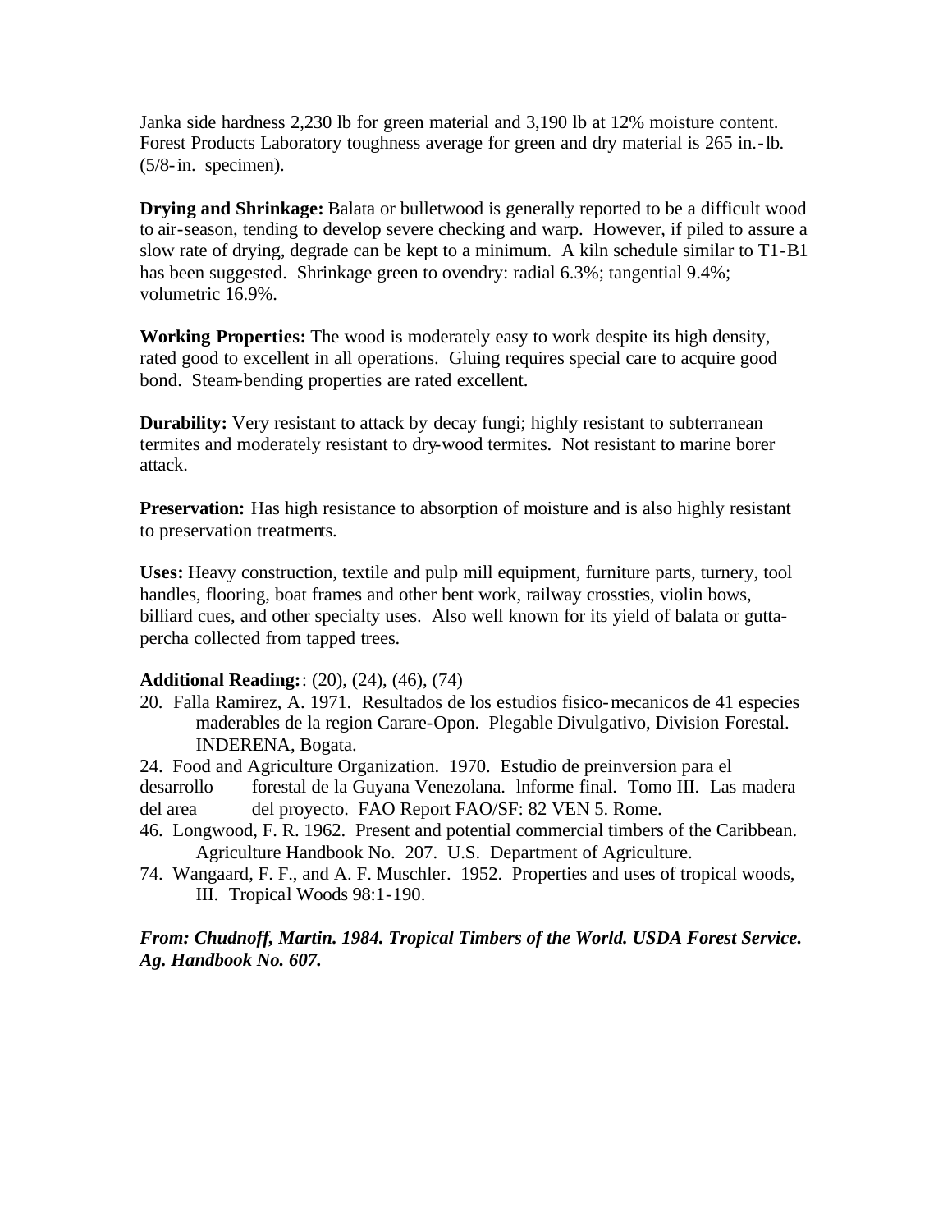Janka side hardness 2,230 lb for green material and 3,190 lb at 12% moisture content. Forest Products Laboratory toughness average for green and dry material is 265 in.-lb. (5/8-in. specimen).

**Drying and Shrinkage:** Balata or bulletwood is generally reported to be a difficult wood to air-season, tending to develop severe checking and warp. However, if piled to assure a slow rate of drying, degrade can be kept to a minimum. A kiln schedule similar to T1-B1 has been suggested. Shrinkage green to ovendry: radial 6.3%; tangential 9.4%; volumetric 16.9%.

**Working Properties:** The wood is moderately easy to work despite its high density, rated good to excellent in all operations. Gluing requires special care to acquire good bond. Steam-bending properties are rated excellent.

**Durability:** Very resistant to attack by decay fungi; highly resistant to subterranean termites and moderately resistant to dry-wood termites. Not resistant to marine borer attack.

**Preservation:** Has high resistance to absorption of moisture and is also highly resistant to preservation treatments.

**Uses:** Heavy construction, textile and pulp mill equipment, furniture parts, turnery, tool handles, flooring, boat frames and other bent work, railway crossties, violin bows, billiard cues, and other specialty uses. Also well known for its yield of balata or gutta-percha collected from tapped trees.

**Additional Reading:**: (20), (24), (46), (74)

20. Falla Ramirez, A. 1971. Resultados de los estudios fisico-mecanicos de 41 especies maderables de la region Carare-Opon. Plegable Divulgativo, Division Forestal. INDERENA, Bogata.
24. Food and Agriculture Organization. 1970. Estudio de preinversion para el desarrollo forestal de la Guyana Venezolana. lnforme final. Tomo III. Las madera del area del proyecto. FAO Report FAO/SF: 82 VEN 5. Rome.
46. Longwood, F. R. 1962. Present and potential commercial timbers of the Caribbean. Agriculture Handbook No. 207. U.S. Department of Agriculture.
74. Wangaard, F. F., and A. F. Muschler. 1952. Properties and uses of tropical woods, III. Tropical Woods 98:1-190.

***From: Chudnoff, Martin. 1984. Tropical Timbers of the World. USDA Forest Service. Ag. Handbook No. 607.***